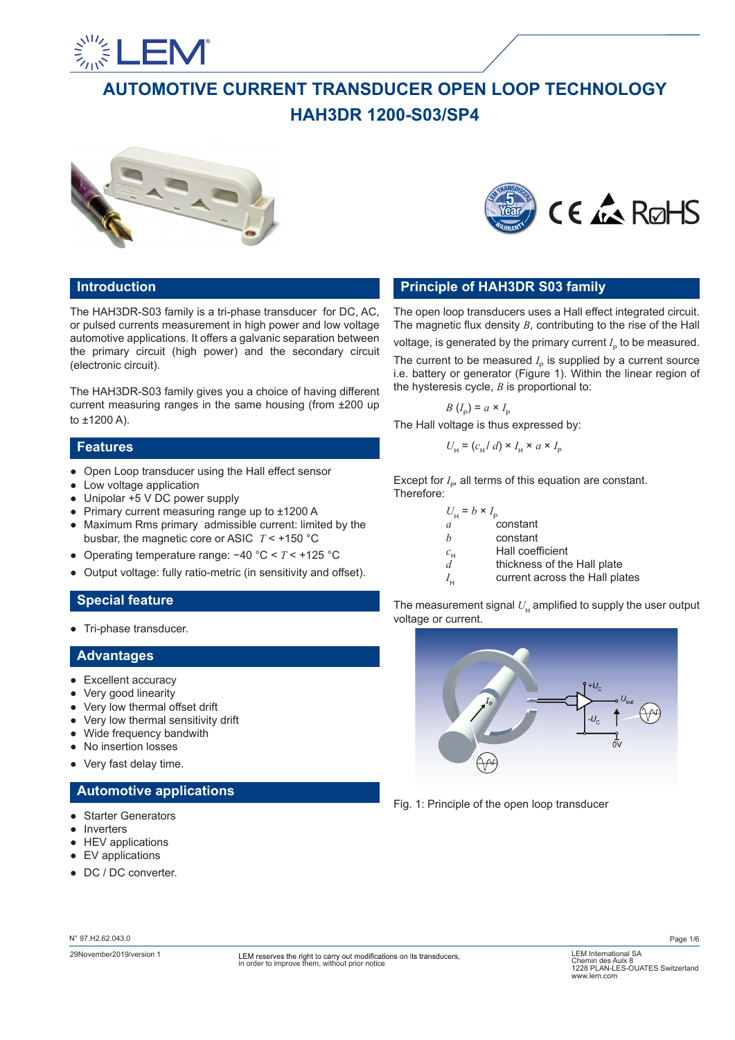# AUTOMOTIVE CURRENT TRANSDUCER OPEN LOOP TECHNOLOGY

# HAH3DR 1200-S03/SP4

## Introduction

The HAH3DR-S03 family is a tri-phase transducer for DC, AC, or pulsed currents measurement in high power and low voltage automotive applications. It offers a galvanic separation between the primary circuit (high power) and the secondary circuit (electronic circuit).

The HAH3DR-S03 family gives you a choice of having different current measuring ranges in the same housing (from ±200 up to ±1200 A).

## Features

- Open Loop transducer using the Hall effect sensor
- Low voltage application
- Unipolar +5 V DC power supply
- Primary current measuring range up to ±1200 A
- Maximum Rms primary admissible current: limited by the busbar, the magnetic core or ASIC $T < +150$ °C
- Operating temperature range: −40 °C < $T$ < +125 °C
- Output voltage: fully ratio-metric (in sensitivity and offset).

## Special feature

- Tri-phase transducer.

## Advantages

- Excellent accuracy
- Very good linearity
- Very low thermal offset drift
- Very low thermal sensitivity drift
- Wide frequency bandwith
- No insertion losses
- Very fast delay time.

## Automotive applications

- Starter Generators
- Inverters
- HEV applications
- EV applications
- DC / DC converter.

## Principle of HAH3DR S03 family

The open loop transducers uses a Hall effect integrated circuit. The magnetic flux density $B$, contributing to the rise of the Hall voltage, is generated by the primary current $I_P$ to be measured.

The current to be measured $I_P$ is supplied by a current source i.e. battery or generator (Figure 1). Within the linear region of the hysteresis cycle, $B$ is proportional to:

$$B\,(I_P) = a \times I_P$$

The Hall voltage is thus expressed by:

$$U_H = (c_H / d) \times I_H \times a \times I_P$$

Except for $I_P$, all terms of this equation are constant. Therefore:

$$U_H = b \times I_P$$

| | |
|---|---|
| $a$ | constant |
| $b$ | constant |
| $c_H$ | Hall coefficient |
| $d$ | thickness of the Hall plate |
| $I_H$ | current across the Hall plates |

The measurement signal $U_H$ amplified to supply the user output voltage or current.

Fig. 1: Principle of the open loop transducer

N° 97.H2.62.043.0

29November2019/version 1

LEM reserves the right to carry out modifications on its transducers, in order to improve them, without prior notice.

LEM International SA
Chemin des Aulx 8
1228 PLAN-LES-OUATES Switzerland
www.lem.com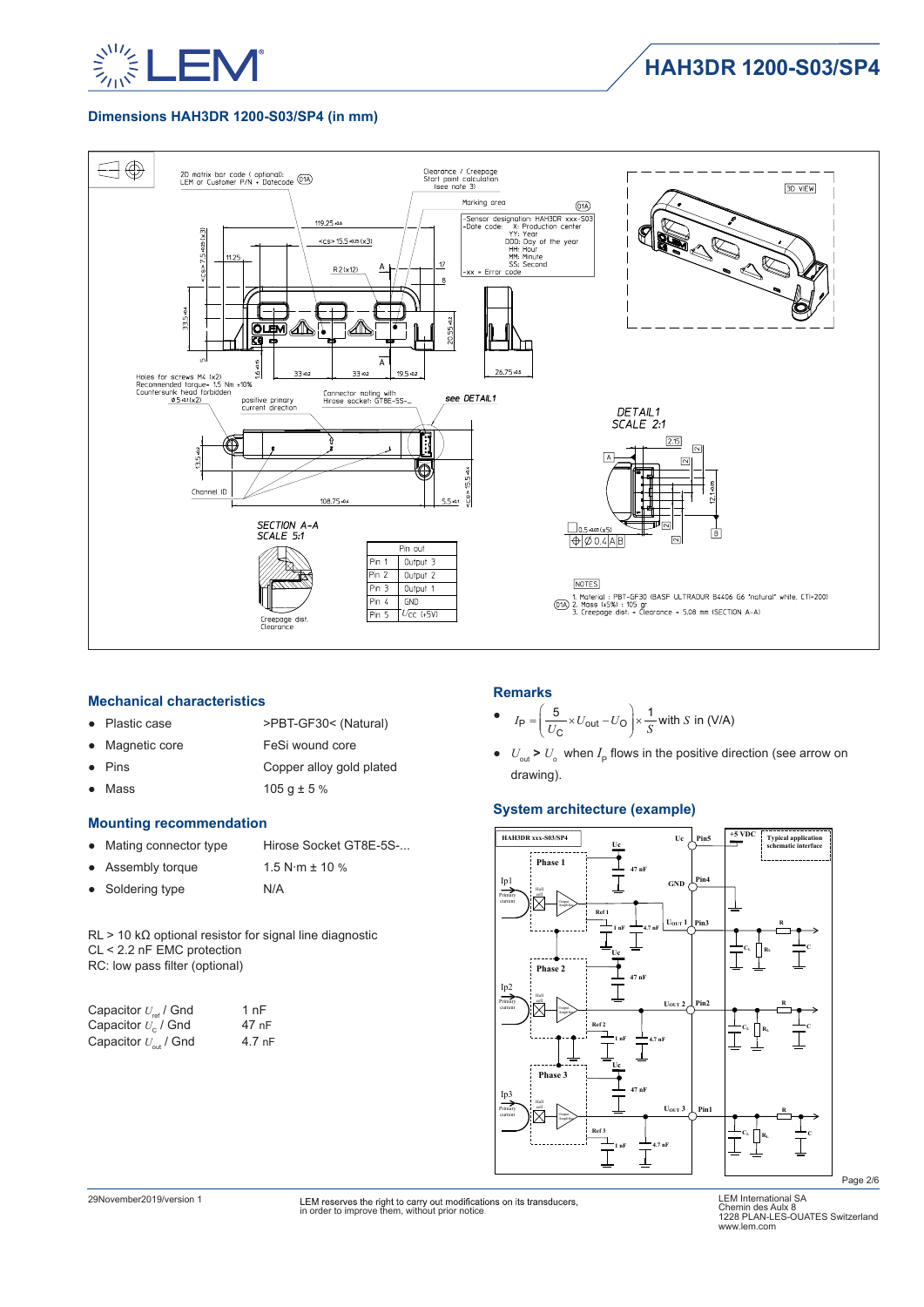## Dimensions HAH3DR 1200-S03/SP4 (in mm)

| Pin out | |
|---|---|
| Pin 1 | Output 3 |
| Pin 2 | Output 2 |
| Pin 3 | Output 1 |
| Pin 4 | GND |
| Pin 5 | $U_{CC}$ (+5V) |

NOTES

1. Material : PBT-GF30 (BASF ULTRADUR B4406 G6 "natural" white, CTI=200)
2. Mass (±5%) : 105 gr
3. Creepage dist. = Clearance = 5.08 mm (SECTION A-A)

### Mechanical characteristics

- Plastic case: >PBT-GF30< (Natural)
- Magnetic core: FeSi wound core
- Pins: Copper alloy gold plated
- Mass: 105 g ± 5 %

### Mounting recommendation

- Mating connector type: Hirose Socket GT8E-5S-...
- Assembly torque: 1.5 N·m ± 10 %
- Soldering type: N/A

RL > 10 kΩ optional resistor for signal line diagnostic
CL < 2.2 nF EMC protection
RC: low pass filter (optional)

| | |
|---|---|
| Capacitor $U_{ref}$ / Gnd | 1 nF |
| Capacitor $U_C$ / Gnd | 47 nF |
| Capacitor $U_{out}$ / Gnd | 4.7 nF |

### Remarks

- $I_P = \left(\frac{5}{U_C} \times U_{out} - U_O\right) \times \frac{1}{S}$ with $S$ in (V/A)
- $U_{out} > U_o$ when $I_P$ flows in the positive direction (see arrow on drawing).

### System architecture (example)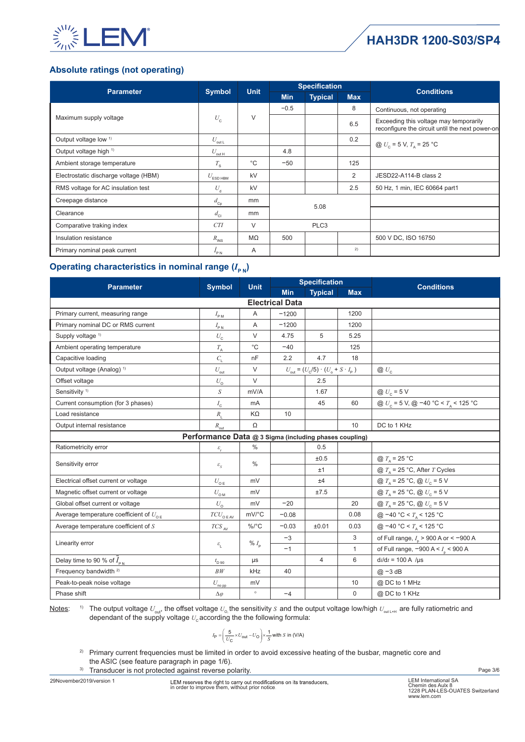## Absolute ratings (not operating)

| Parameter | Symbol | Unit | Specification | | | Conditions |
|---|---|---|---|---|---|---|
| | | | Min | Typical | Max | |
| Maximum supply voltage | $U_C$ | V | −0.5 | | 8 | Continuous, not operating |
| | | | | | 6.5 | Exceeding this voltage may temporarily reconfigure the circuit until the next power-on |
| Output voltage low [1] | $U_{out\,L}$ | | | | 0.2 | @ $U_C$ = 5 V, $T_A$ = 25 °C |
| Output voltage high [1] | $U_{out\,H}$ | | 4.8 | | | |
| Ambient storage temperature | $T_S$ | °C | −50 | | 125 | |
| Electrostatic discharge voltage (HBM) | $U_{ESD\,HBM}$ | kV | | | 2 | JESD22-A114-B class 2 |
| RMS voltage for AC insulation test | $U_d$ | kV | | | 2.5 | 50 Hz, 1 min, IEC 60664 part1 |
| Creepage distance | $d_{Cp}$ | mm | | 5.08 | | |
| Clearance | $d_{Cl}$ | mm | | 5.08 | | |
| Comparative traking index | $CTI$ | V | | PLC3 | | |
| Insulation resistance | $R_{INS}$ | MΩ | 500 | | | 500 V DC, ISO 16750 |
| Primary nominal peak current | $\hat{I}_{P\,N}$ | A | | | [2] | |

## Operating characteristics in nominal range ($I_{P\,N}$)

| Parameter | Symbol | Unit | Specification | | | Conditions |
|---|---|---|---|---|---|---|
| | | | Min | Typical | Max | |
| **Electrical Data** | | | | | | |
| Primary current, measuring range | $I_{P\,M}$ | A | −1200 | | 1200 | |
| Primary nominal DC or RMS current | $I_{P\,N}$ | A | −1200 | | 1200 | |
| Supply voltage [1] | $U_C$ | V | 4.75 | 5 | 5.25 | |
| Ambient operating temperature | $T_A$ | °C | −40 | | 125 | |
| Capacitive loading | $C_L$ | nF | 2.2 | 4.7 | 18 | |
| Output voltage (Analog) [1] | $U_{out}$ | V | $U_{out} = (U_C/5)\cdot(U_o + S\cdot I_P)$ | | | @ $U_C$ |
| Offset voltage | $U_O$ | V | | 2.5 | | |
| Sensitivity [1] | $S$ | mV/A | | 1.67 | | @ $U_C$ = 5 V |
| Current consumption (for 3 phases) | $I_C$ | mA | | 45 | 60 | @ $U_C$ = 5 V, @ −40 °C < $T_A$ < 125 °C |
| Load resistance | $R_L$ | KΩ | 10 | | | |
| Output internal resistance | $R_{out}$ | Ω | | | 10 | DC to 1 KHz |
| **Performance Data @ 3 Sigma (including phases coupling)** | | | | | | |
| Ratiometricity error | $\varepsilon_r$ | % | | 0.5 | | |
| Sensitivity error | $\varepsilon_S$ | % | | ±0.5 | | @ $T_A$ = 25 °C |
| | | | | ±1 | | @ $T_A$ = 25 °C, After $T$ Cycles |
| Electrical offset current or voltage | $U_{O\,E}$ | mV | | ±4 | | @ $T_A$ = 25 °C, @ $U_C$ = 5 V |
| Magnetic offset current or voltage | $U_{O\,M}$ | mV | | ±7.5 | | @ $T_A$ = 25 °C, @ $U_C$ = 5 V |
| Global offset current or voltage | $U_O$ | mV | −20 | | 20 | @ $T_A$ = 25 °C, @ $U_C$ = 5 V |
| Average temperature coefficient of $U_{O\,E}$ | $TCU_{O\,E\,AV}$ | mV/°C | −0.08 | | 0.08 | @ −40 °C < $T_A$ < 125 °C |
| Average temperature coefficient of $S$ | $TCS_{AV}$ | %/°C | −0.03 | ±0.01 | 0.03 | @ −40 °C < $T_A$ < 125 °C |
| Linearity error | $\varepsilon_L$ | % $I_P$ | −3 | | 3 | of Full range, $I_P$ > 900 A or < −900 A |
| | | | −1 | | 1 | of Full range, −900 A < $I_P$ < 900 A |
| Delay time to 90 % of $\bar{I}_{P\,N}$ | $t_{D\,90}$ | µs | | 4 | 6 | d$i$/d$t$ = 100 A /µs |
| Frequency bandwidth [2] | $BW$ | kHz | 40 | | | @ −3 dB |
| Peak-to-peak noise voltage | $U_{no\,pp}$ | mV | | | 10 | @ DC to 1 MHz |
| Phase shift | $\Delta\varphi$ | ° | −4 | | 0 | @ DC to 1 KHz |

Notes: [1] The output voltage $U_{out}$, the offset voltage $U_O$, the sensitivity $S$ and the output voltage low/high $U_{out\,L+H}$ are fully ratiometric and dependant of the supply voltage $U_C$ according the the following formula:

$$I_P = \left(\frac{5}{U_C} \times U_{out} - U_O\right) \times \frac{1}{S} \text{ with } S \text{ in (V/A)}$$

[2] Primary current frequencies must be limited in order to avoid excessive heating of the busbar, magnetic core and the ASIC (see feature paragraph in page 1/6).

[3] Transducer is not protected against reverse polarity.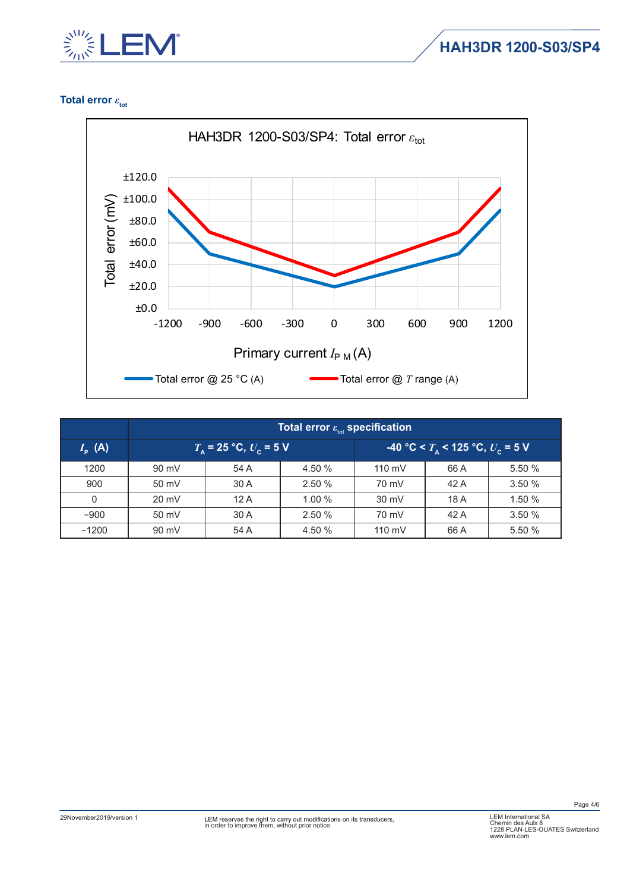### Total error $\varepsilon_{tot}$

HAH3DR 1200-S03/SP4: Total error $\varepsilon_{tot}$

Total error (mV) vs. Primary current $I_{P M}$ (A)

Total error @ 25 °C (A) — Total error @ $T$ range (A)

| $I_P$ (A) | Total error $\varepsilon_{tot}$ specification | | | | | |
|---|---|---|---|---|---|---|
| | $T_A$ = 25 °C, $U_C$ = 5 V | | | -40 °C < $T_A$ < 125 °C, $U_C$ = 5 V | | |
| 1200 | 90 mV | 54 A | 4.50 % | 110 mV | 66 A | 5.50 % |
| 900 | 50 mV | 30 A | 2.50 % | 70 mV | 42 A | 3.50 % |
| 0 | 20 mV | 12 A | 1.00 % | 30 mV | 18 A | 1.50 % |
| −900 | 50 mV | 30 A | 2.50 % | 70 mV | 42 A | 3.50 % |
| −1200 | 90 mV | 54 A | 4.50 % | 110 mV | 66 A | 5.50 % |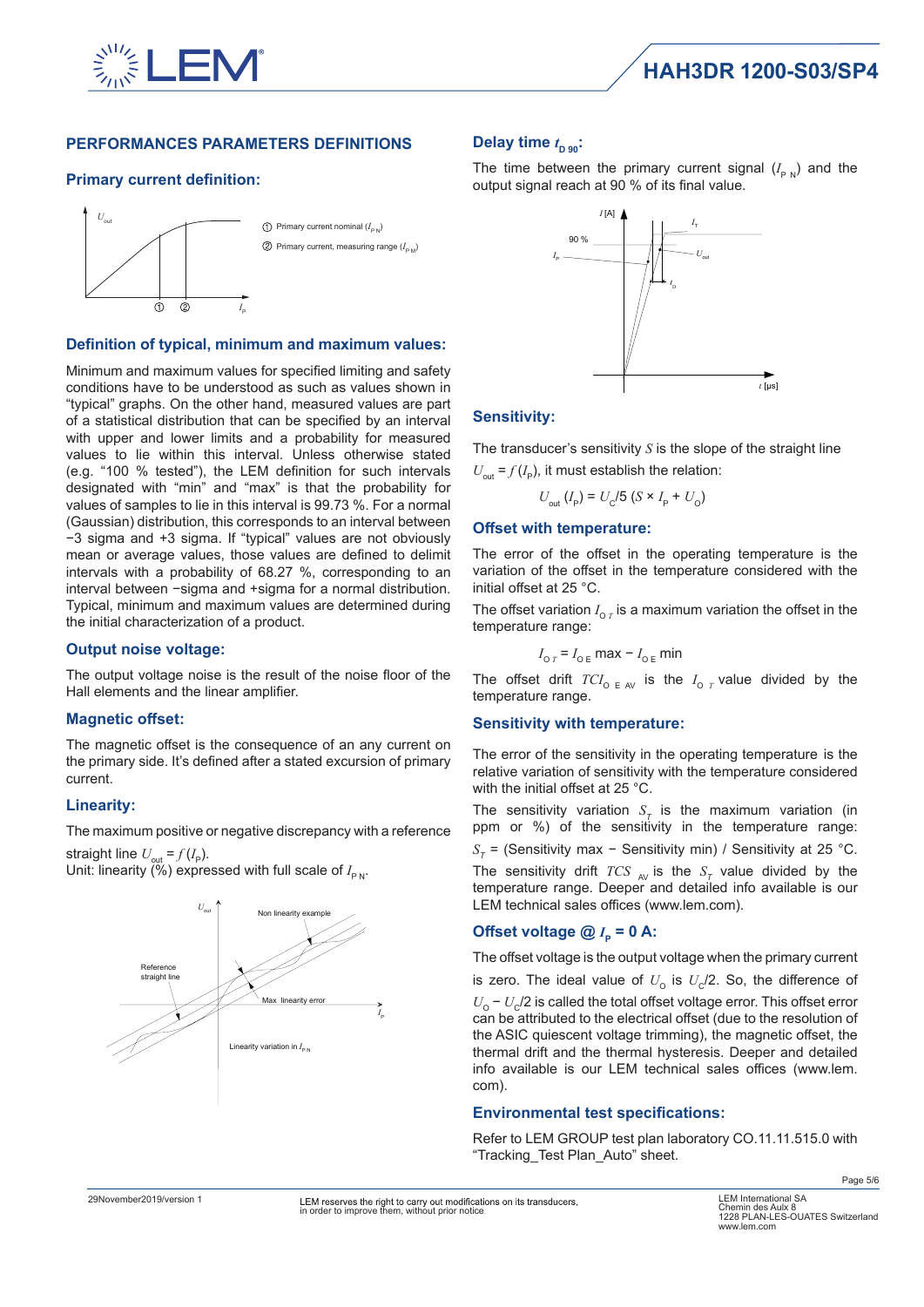## PERFORMANCES PARAMETERS DEFINITIONS

### Primary current definition:

① Primary current nominal ($I_{PN}$)

② Primary current, measuring range ($I_{PM}$)

### Definition of typical, minimum and maximum values:

Minimum and maximum values for specified limiting and safety conditions have to be understood as such as values shown in "typical" graphs. On the other hand, measured values are part of a statistical distribution that can be specified by an interval with upper and lower limits and a probability for measured values to lie within this interval. Unless otherwise stated (e.g. "100 % tested"), the LEM definition for such intervals designated with "min" and "max" is that the probability for values of samples to lie in this interval is 99.73 %. For a normal (Gaussian) distribution, this corresponds to an interval between −3 sigma and +3 sigma. If "typical" values are not obviously mean or average values, those values are defined to delimit intervals with a probability of 68.27 %, corresponding to an interval between −sigma and +sigma for a normal distribution. Typical, minimum and maximum values are determined during the initial characterization of a product.

### Output noise voltage:

The output voltage noise is the result of the noise floor of the Hall elements and the linear amplifier.

### Magnetic offset:

The magnetic offset is the consequence of an any current on the primary side. It's defined after a stated excursion of primary current.

### Linearity:

The maximum positive or negative discrepancy with a reference straight line $U_{out} = f(I_P)$.
Unit: linearity (%) expressed with full scale of $I_{PN}$.

Non linearity example

Reference straight line

Max linearity error

Linearity variation in $I_{PN}$

### Delay time $t_{D\,90}$:

The time between the primary current signal ($I_{PN}$) and the output signal reach at 90 % of its final value.

### Sensitivity:

The transducer's sensitivity $S$ is the slope of the straight line $U_{out} = f(I_P)$, it must establish the relation:

$$U_{out}(I_P) = U_C/5\,(S \times I_P + U_O)$$

### Offset with temperature:

The error of the offset in the operating temperature is the variation of the offset in the temperature considered with the initial offset at 25 °C.

The offset variation $I_{O\,T}$ is a maximum variation the offset in the temperature range:

$$I_{O\,T} = I_{O\,E}\ \text{max} - I_{O\,E}\ \text{min}$$

The offset drift $TCI_{O\,E\,AV}$ is the $I_{O\,T}$ value divided by the temperature range.

### Sensitivity with temperature:

The error of the sensitivity in the operating temperature is the relative variation of sensitivity with the temperature considered with the initial offset at 25 °C.

The sensitivity variation $S_T$ is the maximum variation (in ppm or %) of the sensitivity in the temperature range: $S_T$ = (Sensitivity max − Sensitivity min) / Sensitivity at 25 °C.

The sensitivity drift $TCS_{AV}$ is the $S_T$ value divided by the temperature range. Deeper and detailed info available is our LEM technical sales offices (www.lem.com).

### Offset voltage @ $I_P$ = 0 A:

The offset voltage is the output voltage when the primary current is zero. The ideal value of $U_O$ is $U_C/2$. So, the difference of $U_O - U_C/2$ is called the total offset voltage error. This offset error can be attributed to the electrical offset (due to the resolution of the ASIC quiescent voltage trimming), the magnetic offset, the thermal drift and the thermal hysteresis. Deeper and detailed info available is our LEM technical sales offices (www.lem.com).

### Environmental test specifications:

Refer to LEM GROUP test plan laboratory CO.11.11.515.0 with "Tracking_Test Plan_Auto" sheet.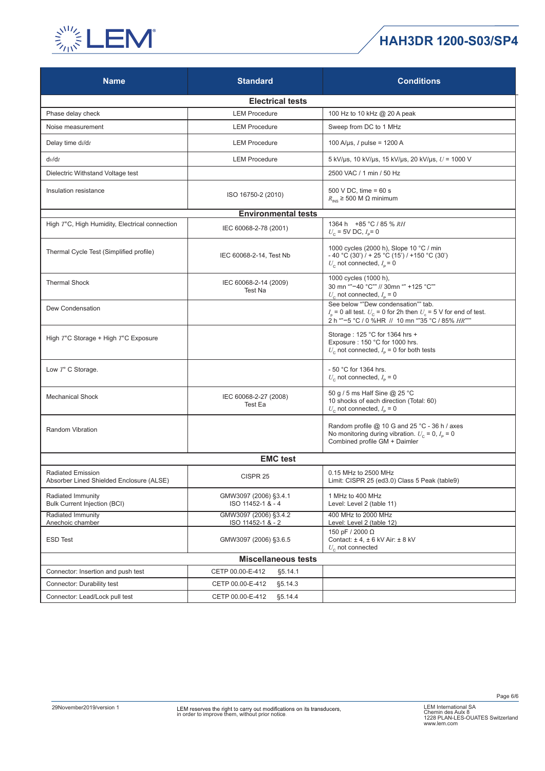| Name | Standard | Conditions |
|---|---|---|
| **Electrical tests** | | |
| Phase delay check | LEM Procedure | 100 Hz to 10 kHz @ 20 A peak |
| Noise measurement | LEM Procedure | Sweep from DC to 1 MHz |
| Delay time $di/dt$ | LEM Procedure | 100 A/µs, $I$ pulse = 1200 A |
| $dv/dt$ | LEM Procedure | 5 kV/µs, 10 kV/µs, 15 kV/µs, 20 kV/µs, $U$ = 1000 V |
| Dielectric Withstand Voltage test | | 2500 VAC / 1 min / 50 Hz |
| Insulation resistance | ISO 16750-2 (2010) | 500 V DC, time = 60 s<br>$R_{INS}$ ≥ 500 M Ω minimum |
| **Environmental tests** | | |
| High $T$°C, High Humidity, Electrical connection | IEC 60068-2-78 (2001) | 1364 h +85 °C / 85 % $RH$<br>$U_C$ = 5V DC, $I_P$= 0 |
| Thermal Cycle Test (Simplified profile) | IEC 60068-2-14, Test Nb | 1000 cycles (2000 h), Slope 10 °C / min<br>- 40 °C (30') / + 25 °C (15') / +150 °C (30')<br>$U_C$ not connected, $I_P$ = 0 |
| Thermal Shock | IEC 60068-2-14 (2009)<br>Test Na | 1000 cycles (1000 h),<br>30 mn ""−40 °C"" // 30mn "" +125 °C""<br>$U_C$ not connected, $I_P$ = 0 |
| Dew Condensation | | See below ""Dew condensation"" tab.<br>$I_p$ = 0 all test. $U_C$ = 0 for 2h then $U_c$ = 5 V for end of test.<br>2 h ""−5 °C / 0 %HR // 10 mn ""35 °C / 85% $HR$""" |
| High $T$°C Storage + High $T$°C Exposure | | Storage : 125 °C for 1364 hrs +<br>Exposure : 150 °C for 1000 hrs.<br>$U_C$ not connected, $I_P$ = 0 for both tests |
| Low $T$° C Storage. | | - 50 °C for 1364 hrs.<br>$U_C$ not connected, $I_P$ = 0 |
| Mechanical Shock | IEC 60068-2-27 (2008)<br>Test Ea | 50 g / 5 ms Half Sine @ 25 °C<br>10 shocks of each direction (Total: 60)<br>$U_C$ not connected, $I_P$ = 0 |
| Random Vibration | | Random profile @ 10 G and 25 °C - 36 h / axes<br>No monitoring during vibration. $U_C$ = 0, $I_P$ = 0<br>Combined profile GM + Daimler |
| **EMC test** | | |
| Radiated Emission<br>Absorber Lined Shielded Enclosure (ALSE) | CISPR 25 | 0.15 MHz to 2500 MHz<br>Limit: CISPR 25 (ed3.0) Class 5 Peak (table9) |
| Radiated Immunity<br>Bulk Current Injection (BCI) | GMW3097 (2006) §3.4.1<br>ISO 11452-1 & - 4 | 1 MHz to 400 MHz<br>Level: Level 2 (table 11) |
| Radiated Immunity<br>Anechoic chamber | GMW3097 (2006) §3.4.2<br>ISO 11452-1 & - 2 | 400 MHz to 2000 MHz<br>Level: Level 2 (table 12) |
| ESD Test | GMW3097 (2006) §3.6.5 | 150 pF / 2000 Ω<br>Contact: ± 4, ± 6 kV Air: ± 8 kV<br>$U_C$ not connected |
| **Miscellaneous tests** | | |
| Connector: Insertion and push test | CETP 00.00-E-412 §5.14.1 | |
| Connector: Durability test | CETP 00.00-E-412 §5.14.3 | |
| Connector: Lead/Lock pull test | CETP 00.00-E-412 §5.14.4 | |

29November2019/version 1

LEM reserves the right to carry out modifications on its transducers, in order to improve them, without prior notice

LEM International SA
Chemin des Aulx 8
1228 PLAN-LES-OUATES Switzerland
www.lem.com